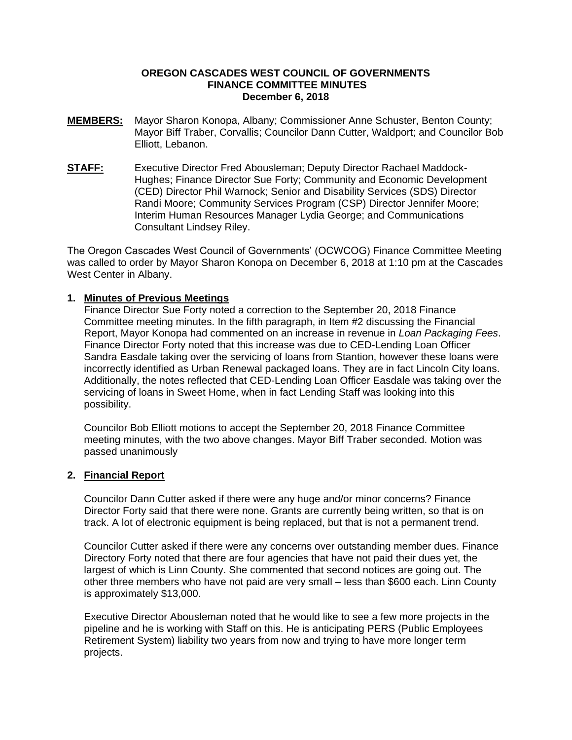**OREGON CASCADES WEST COUNCIL OF GOVERNMENTS**
**FINANCE COMMITTEE MINUTES**
**December 6, 2018**

**MEMBERS:** Mayor Sharon Konopa, Albany; Commissioner Anne Schuster, Benton County; Mayor Biff Traber, Corvallis; Councilor Dann Cutter, Waldport; and Councilor Bob Elliott, Lebanon.

**STAFF:** Executive Director Fred Abousleman; Deputy Director Rachael Maddock-Hughes; Finance Director Sue Forty; Community and Economic Development (CED) Director Phil Warnock; Senior and Disability Services (SDS) Director Randi Moore; Community Services Program (CSP) Director Jennifer Moore; Interim Human Resources Manager Lydia George; and Communications Consultant Lindsey Riley.

The Oregon Cascades West Council of Governments' (OCWCOG) Finance Committee Meeting was called to order by Mayor Sharon Konopa on December 6, 2018 at 1:10 pm at the Cascades West Center in Albany.

**1. Minutes of Previous Meetings**

Finance Director Sue Forty noted a correction to the September 20, 2018 Finance Committee meeting minutes. In the fifth paragraph, in Item #2 discussing the Financial Report, Mayor Konopa had commented on an increase in revenue in *Loan Packaging Fees*. Finance Director Forty noted that this increase was due to CED-Lending Loan Officer Sandra Easdale taking over the servicing of loans from Stantion, however these loans were incorrectly identified as Urban Renewal packaged loans. They are in fact Lincoln City loans. Additionally, the notes reflected that CED-Lending Loan Officer Easdale was taking over the servicing of loans in Sweet Home, when in fact Lending Staff was looking into this possibility.

Councilor Bob Elliott motions to accept the September 20, 2018 Finance Committee meeting minutes, with the two above changes. Mayor Biff Traber seconded. Motion was passed unanimously

**2. Financial Report**

Councilor Dann Cutter asked if there were any huge and/or minor concerns? Finance Director Forty said that there were none. Grants are currently being written, so that is on track. A lot of electronic equipment is being replaced, but that is not a permanent trend.

Councilor Cutter asked if there were any concerns over outstanding member dues. Finance Directory Forty noted that there are four agencies that have not paid their dues yet, the largest of which is Linn County. She commented that second notices are going out. The other three members who have not paid are very small – less than $600 each. Linn County is approximately $13,000.

Executive Director Abousleman noted that he would like to see a few more projects in the pipeline and he is working with Staff on this. He is anticipating PERS (Public Employees Retirement System) liability two years from now and trying to have more longer term projects.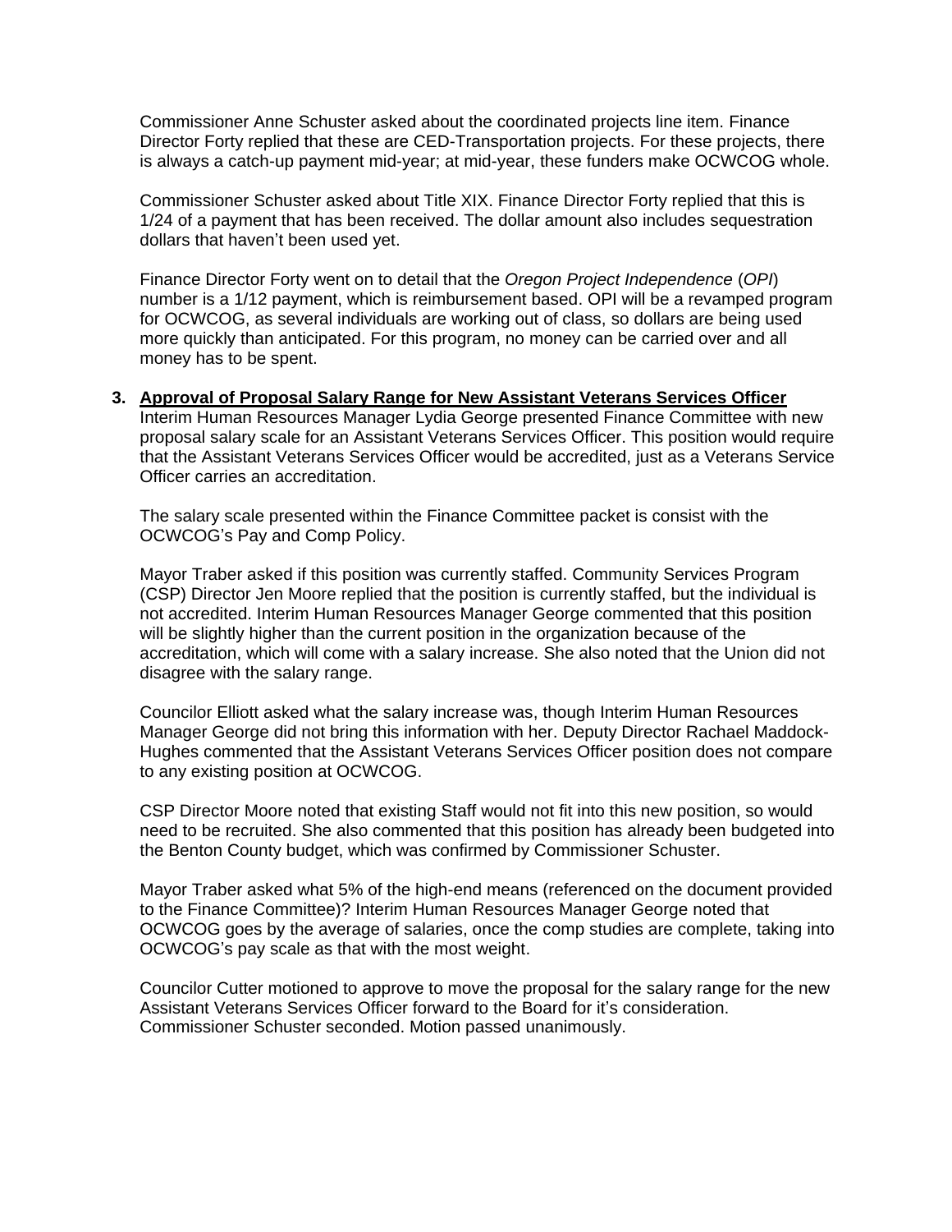Commissioner Anne Schuster asked about the coordinated projects line item. Finance Director Forty replied that these are CED-Transportation projects. For these projects, there is always a catch-up payment mid-year; at mid-year, these funders make OCWCOG whole.

Commissioner Schuster asked about Title XIX. Finance Director Forty replied that this is 1/24 of a payment that has been received. The dollar amount also includes sequestration dollars that haven't been used yet.

Finance Director Forty went on to detail that the *Oregon Project Independence* (*OPI*) number is a 1/12 payment, which is reimbursement based. OPI will be a revamped program for OCWCOG, as several individuals are working out of class, so dollars are being used more quickly than anticipated. For this program, no money can be carried over and all money has to be spent.

3. **Approval of Proposal Salary Range for New Assistant Veterans Services Officer**

Interim Human Resources Manager Lydia George presented Finance Committee with new proposal salary scale for an Assistant Veterans Services Officer. This position would require that the Assistant Veterans Services Officer would be accredited, just as a Veterans Service Officer carries an accreditation.

The salary scale presented within the Finance Committee packet is consist with the OCWCOG's Pay and Comp Policy.

Mayor Traber asked if this position was currently staffed. Community Services Program (CSP) Director Jen Moore replied that the position is currently staffed, but the individual is not accredited. Interim Human Resources Manager George commented that this position will be slightly higher than the current position in the organization because of the accreditation, which will come with a salary increase. She also noted that the Union did not disagree with the salary range.

Councilor Elliott asked what the salary increase was, though Interim Human Resources Manager George did not bring this information with her. Deputy Director Rachael Maddock-Hughes commented that the Assistant Veterans Services Officer position does not compare to any existing position at OCWCOG.

CSP Director Moore noted that existing Staff would not fit into this new position, so would need to be recruited. She also commented that this position has already been budgeted into the Benton County budget, which was confirmed by Commissioner Schuster.

Mayor Traber asked what 5% of the high-end means (referenced on the document provided to the Finance Committee)? Interim Human Resources Manager George noted that OCWCOG goes by the average of salaries, once the comp studies are complete, taking into OCWCOG's pay scale as that with the most weight.

Councilor Cutter motioned to approve to move the proposal for the salary range for the new Assistant Veterans Services Officer forward to the Board for it's consideration. Commissioner Schuster seconded. Motion passed unanimously.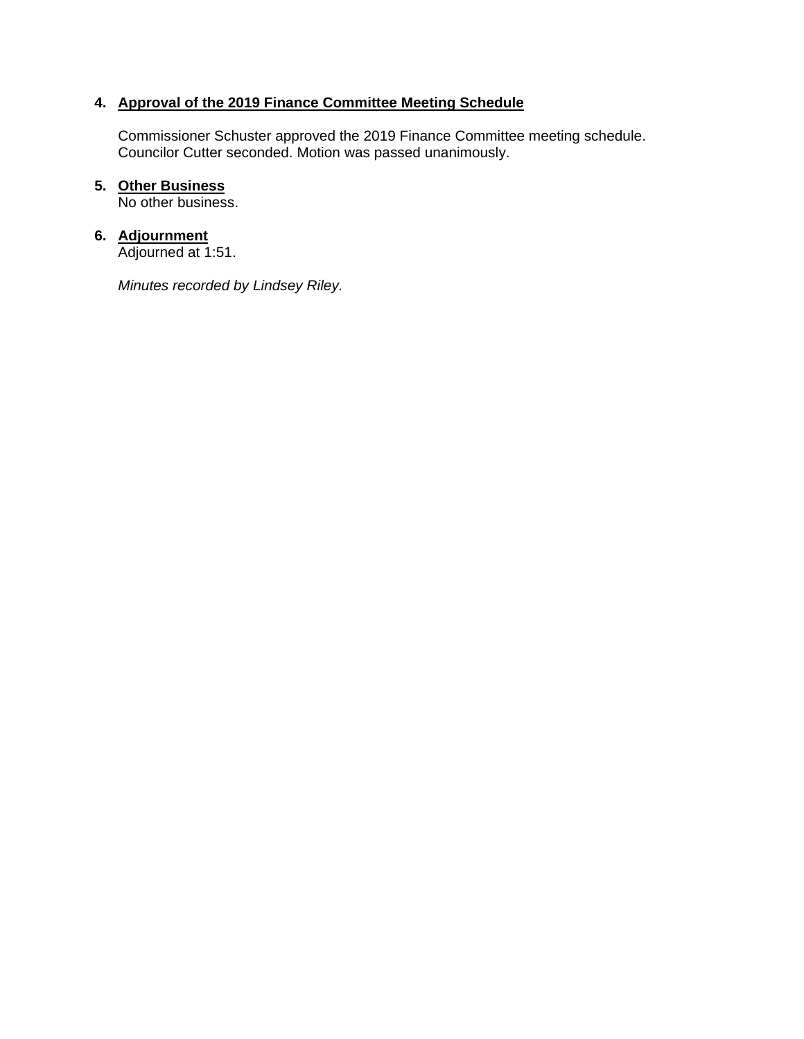4. **Approval of the 2019 Finance Committee Meeting Schedule**

   Commissioner Schuster approved the 2019 Finance Committee meeting schedule. Councilor Cutter seconded. Motion was passed unanimously.

5. **Other Business**
   No other business.

6. **Adjournment**
   Adjourned at 1:51.

   *Minutes recorded by Lindsey Riley.*